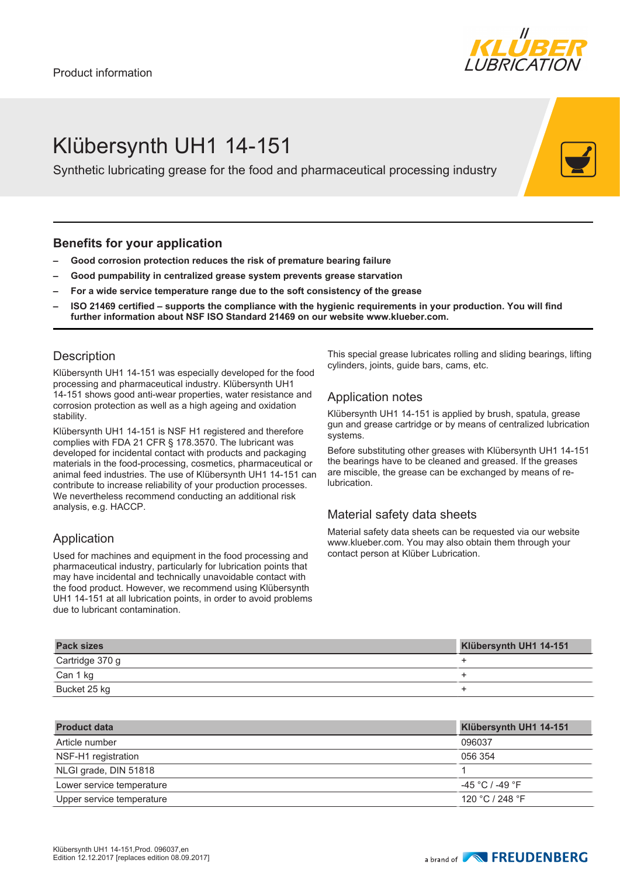Product information

# Klübersynth UH1 14-151

Synthetic lubricating grease for the food and pharmaceutical processing industry

## Benefits for your application

- **Good corrosion protection reduces the risk of premature bearing failure**
- **Good pumpability in centralized grease system prevents grease starvation**
- **For a wide service temperature range due to the soft consistency of the grease**
- **ISO 21469 certified – supports the compliance with the hygienic requirements in your production. You will find further information about NSF ISO Standard 21469 on our website www.klueber.com.**

## Description

Klübersynth UH1 14-151 was especially developed for the food processing and pharmaceutical industry. Klübersynth UH1 14-151 shows good anti-wear properties, water resistance and corrosion protection as well as a high ageing and oxidation stability.

Klübersynth UH1 14-151 is NSF H1 registered and therefore complies with FDA 21 CFR § 178.3570. The lubricant was developed for incidental contact with products and packaging materials in the food-processing, cosmetics, pharmaceutical or animal feed industries. The use of Klübersynth UH1 14-151 can contribute to increase reliability of your production processes. We nevertheless recommend conducting an additional risk analysis, e.g. HACCP.

## Application

Used for machines and equipment in the food processing and pharmaceutical industry, particularly for lubrication points that may have incidental and technically unavoidable contact with the food product. However, we recommend using Klübersynth UH1 14-151 at all lubrication points, in order to avoid problems due to lubricant contamination.

This special grease lubricates rolling and sliding bearings, lifting cylinders, joints, guide bars, cams, etc.

## Application notes

Klübersynth UH1 14-151 is applied by brush, spatula, grease gun and grease cartridge or by means of centralized lubrication systems.

Before substituting other greases with Klübersynth UH1 14-151 the bearings have to be cleaned and greased. If the greases are miscible, the grease can be exchanged by means of re-lubrication.

## Material safety data sheets

Material safety data sheets can be requested via our website www.klueber.com. You may also obtain them through your contact person at Klüber Lubrication.

| Pack sizes | Klübersynth UH1 14-151 |
|---|---|
| Cartridge 370 g | + |
| Can 1 kg | + |
| Bucket 25 kg | + |

| Product data | Klübersynth UH1 14-151 |
|---|---|
| Article number | 096037 |
| NSF-H1 registration | 056 354 |
| NLGI grade, DIN 51818 | 1 |
| Lower service temperature | -45 °C / -49 °F |
| Upper service temperature | 120 °C / 248 °F |

Klübersynth UH1 14-151,Prod. 096037,en
Edition 12.12.2017 [replaces edition 08.09.2017]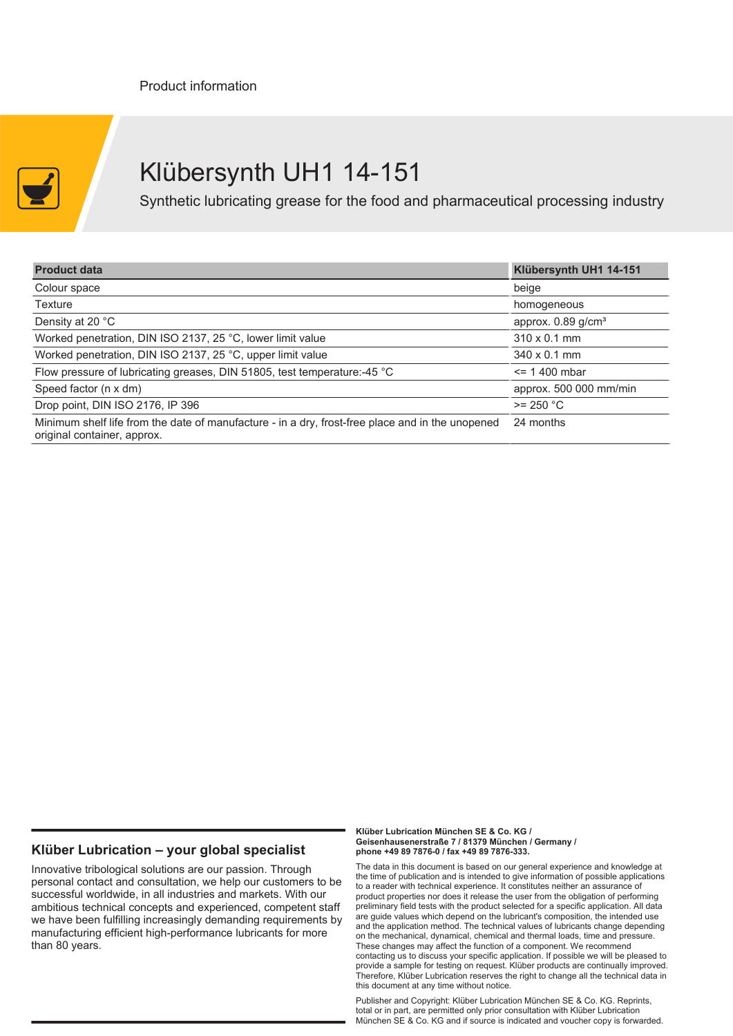Product information

# Klübersynth UH1 14-151

Synthetic lubricating grease for the food and pharmaceutical processing industry

| Product data | Klübersynth UH1 14-151 |
| --- | --- |
| Colour space | beige |
| Texture | homogeneous |
| Density at 20 °C | approx. 0.89 g/cm³ |
| Worked penetration, DIN ISO 2137, 25 °C, lower limit value | 310 x 0.1 mm |
| Worked penetration, DIN ISO 2137, 25 °C, upper limit value | 340 x 0.1 mm |
| Flow pressure of lubricating greases, DIN 51805, test temperature:-45 °C | <= 1 400 mbar |
| Speed factor (n x dm) | approx. 500 000 mm/min |
| Drop point, DIN ISO 2176, IP 396 | >= 250 °C |
| Minimum shelf life from the date of manufacture - in a dry, frost-free place and in the unopened original container, approx. | 24 months |

## Klüber Lubrication – your global specialist

Innovative tribological solutions are our passion. Through personal contact and consultation, we help our customers to be successful worldwide, in all industries and markets. With our ambitious technical concepts and experienced, competent staff we have been fulfilling increasingly demanding requirements by manufacturing efficient high-performance lubricants for more than 80 years.

**Klüber Lubrication München SE & Co. KG / Geisenhausenerstraße 7 / 81379 München / Germany / phone +49 89 7876-0 / fax +49 89 7876-333.**

The data in this document is based on our general experience and knowledge at the time of publication and is intended to give information of possible applications to a reader with technical experience. It constitutes neither an assurance of product properties nor does it release the user from the obligation of performing preliminary field tests with the product selected for a specific application. All data are guide values which depend on the lubricant's composition, the intended use and the application method. The technical values of lubricants change depending on the mechanical, dynamical, chemical and thermal loads, time and pressure. These changes may affect the function of a component. We recommend contacting us to discuss your specific application. If possible we will be pleased to provide a sample for testing on request. Klüber products are continually improved. Therefore, Klüber Lubrication reserves the right to change all the technical data in this document at any time without notice.

Publisher and Copyright: Klüber Lubrication München SE & Co. KG. Reprints, total or in part, are permitted only prior consultation with Klüber Lubrication München SE & Co. KG and if source is indicated and voucher copy is forwarded.